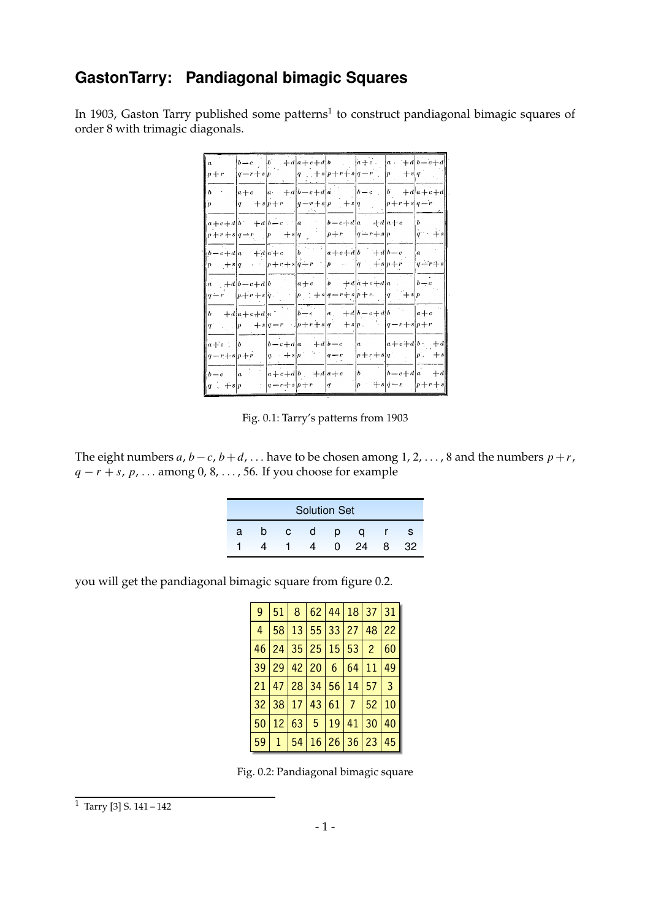## GastonTarry: Pandiagonal bimagic Squares

In 1903, Gaston Tarry published some patterns[1] to construct pandiagonal bimagic squares of order 8 with trimagic diagonals.

| $a$ / $p+r$ | $b-c$ / $q-r+s$ | $b+d$ / $p$ | $a+c+d$ / $q+s$ | $b$ / $p+r+s$ | $a+c$ / $q-r$ | $a+d$ / $p+s$ | $b-c+d$ / $q$ |
|---|---|---|---|---|---|---|---|
| $b$ / $p$ | $a+c$ / $q+s$ | $a+d$ / $p+r$ | $b-c+d$ / $q-r+s$ | $a$ / $p+s$ | $b-c$ / $q$ | $b+d$ / $p+r+s$ | $a+c+d$ / $q-r$ |
| $a+c+d$ / $p+r+s$ | $b+d$ / $q-r$ | $b-c$ / $p+s$ | $a$ / $q$ | $b-c+d$ / $p+r$ | $a+d$ / $q-r+s$ | $a+c$ / $p$ | $b$ / $q+s$ |
| $b-c+d$ / $p+s$ | $a+d$ / $q$ | $a+c$ / $p+r+s$ | $b$ / $q-r$ | $a+c+d$ / $p$ | $b+d$ / $q+s$ | $b-c$ / $p+r$ | $a$ / $q-r+s$ |
| $a+d$ / $q-r$ | $b-c+d$ / $p+r+s$ | $b$ / $q$ | $a+c$ / $p+s$ | $b+d$ / $q-r+s$ | $a+c+d$ / $p+r$ | $a$ / $q+s$ | $b-c$ / $p$ |
| $b+d$ / $q$ | $a+c+d$ / $p+s$ | $a$ / $q-r$ | $b-c$ / $p+r+s$ | $a+d$ / $q+s$ | $b-c+d$ / $p$ | $b$ / $q-r+s$ | $a+c$ / $p+r$ |
| $a+c$ / $q-r+s$ | $b$ / $p+r$ | $b-c+d$ / $q+s$ | $a+d$ / $p$ | $b-c$ / $q-r$ | $a$ / $p+r+s$ | $a+c+d$ / $q$ | $b+d$ / $p+s$ |
| $b-c$ / $q+s$ | $a$ / $p$ | $a+c+d$ / $q-r+s$ | $b+d$ / $p+r$ | $a+c$ / $q$ | $b$ / $p+s$ | $b-c+d$ / $q-r$ | $a+d$ / $p+r+s$ |

Fig. 0.1: Tarry's patterns from 1903

The eight numbers $a$, $b-c$, $b+d$, ... have to be chosen among 1, 2, ..., 8 and the numbers $p+r$, $q-r+s$, $p$, ... among 0, 8, ..., 56. If you choose for example

| Solution Set | | | | | | | |
|---|---|---|---|---|---|---|---|
| a | b | c | d | p | q | r | s |
| 1 | 4 | 1 | 4 | 0 | 24 | 8 | 32 |

you will get the pandiagonal bimagic square from figure 0.2.

| 9 | 51 | 8 | 62 | 44 | 18 | 37 | 31 |
|---|---|---|---|---|---|---|---|
| 4 | 58 | 13 | 55 | 33 | 27 | 48 | 22 |
| 46 | 24 | 35 | 25 | 15 | 53 | 2 | 60 |
| 39 | 29 | 42 | 20 | 6 | 64 | 11 | 49 |
| 21 | 47 | 28 | 34 | 56 | 14 | 57 | 3 |
| 32 | 38 | 17 | 43 | 61 | 7 | 52 | 10 |
| 50 | 12 | 63 | 5 | 19 | 41 | 30 | 40 |
| 59 | 1 | 54 | 16 | 26 | 36 | 23 | 45 |

Fig. 0.2: Pandiagonal bimagic square

[1] Tarry [3] S. 141 – 142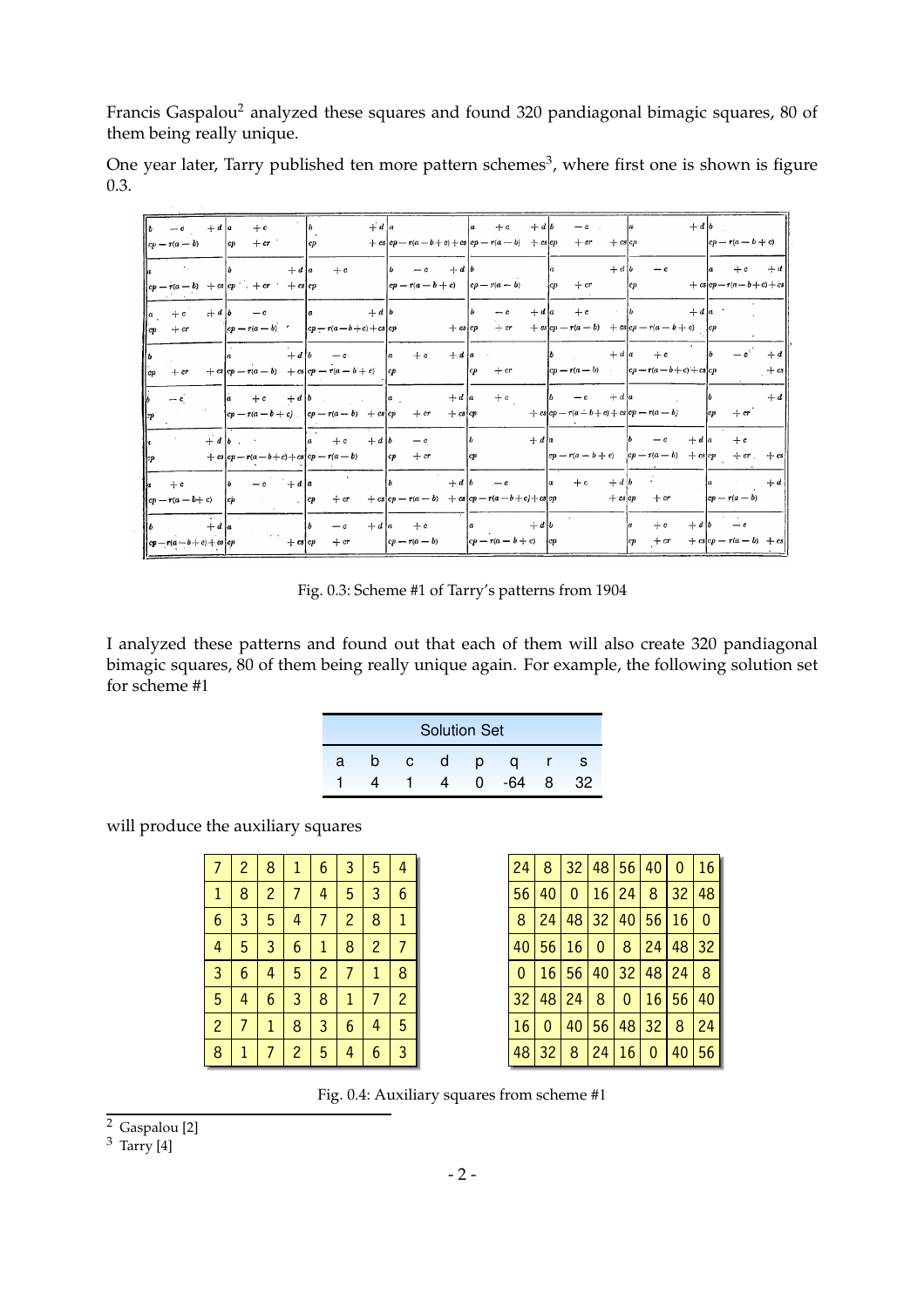Francis Gaspalou[2] analyzed these squares and found 320 pandiagonal bimagic squares, 80 of them being really unique.

One year later, Tarry published ten more pattern schemes[3], where first one is shown is figure 0.3.

| | | | | | | | |
|---|---|---|---|---|---|---|---|
| $b - c + d$ ; $cp - r(a-b)$ | $a + c$ ; $cp + cr$ | $b + d$ ; $cp + cs$ | $a$ ; $cp - r(a-b+c) + cs$ | $a + c + d$ ; $cp - r(a-b) + cs$ | $b - c$ ; $cp + cr + cs$ | $a + d$ ; $cp$ | $b$ ; $cp - r(a-b+c)$ |
| $a$ ; $cp - r(a-b) + cs$ | $b + d$ ; $cp + cr + cs$ | $a + c$ ; $cp$ | $b - c + d$ ; $cp - r(a-b+c)$ | $b$ ; $cp - r(a-b)$ | $a + d$ ; $cp + cr$ | $b - c$ ; $cp + cs$ | $a + c + d$ ; $cp - r(a-b+c) + cs$ |
| $a + c + d$ ; $cp + cr$ | $b - c$ ; $cp - r(a-b)$ | $a + d$ ; $cp - r(a-b+c) + cs$ | $b$ ; $cp + cs$ | $b - c + d$ ; $cp + cr + cs$ | $a + c$ ; $cp - r(a-b) + cs$ | $b + d$ ; $cp - r(a-b+c)$ | $a$ ; $cp$ |
| $b$ ; $cp + cr + cs$ | $a + d$ ; $cp - r(a-b) + cs$ | $b - c$ ; $cp - r(a-b+c)$ | $a + c + d$ ; $cp$ | $a$ ; $cp + cr$ | $b + d$ ; $cp - r(a-b)$ | $a + c$ ; $cp - r(a-b+c) + cs$ | $b - c + d$ ; $cp + cs$ |
| $b - c$ ; $cp$ | $a + c + d$ ; $cp - r(a-b+c)$ | $b$ ; $cp - r(a-b) + cs$ | $a + d$ ; $cp + cr + cs$ | $a + c$ ; $cp + cs$ | $b - c + d$ ; $cp - r(a-b+c) + cs$ | $a$ ; $cp - r(a-b)$ | $b + d$ ; $cp + cr$ |
| $a + d$ ; $cp + cs$ | $b$ ; $cp - r(a-b+c) + cs$ | $a + c + d$ ; $cp - r(a-b)$ | $b - c$ ; $cp + cr$ | $b + d$ ; $cp$ | $a$ ; $cp - r(a-b+c)$ | $b - c + d$ ; $cp - r(a-b) + cs$ | $a + c$ ; $cp + cr + cs$ |
| $a + c$ ; $cp - r(a-b+c)$ | $b - c + d$ ; $cp$ | $a$ ; $cp + cr + cs$ | $b + d$ ; $cp - r(a-b) + cs$ | $b - c$ ; $cp - r(a-b+c) + cs$ | $a + c + d$ ; $cp + cs$ | $b$ ; $cp + cr$ | $a + d$ ; $cp - r(a-b)$ |
| $b + d$ ; $cp - r(a-b+c) + cs$ | $a$ ; $cp + cs$ | $b - c + d$ ; $cp + cr$ | $a + c$ ; $cp - r(a-b)$ | $a + d$ ; $cp - r(a-b+c)$ | $b$ ; $cp$ | $a + c + d$ ; $cp + cr$ | $b - c$ ; $cp - r(a-b) + cs$ |

Fig. 0.3: Scheme #1 of Tarry's patterns from 1904

I analyzed these patterns and found out that each of them will also create 320 pandiagonal bimagic squares, 80 of them being really unique again. For example, the following solution set for scheme #1

| Solution Set | | | | | | |
|---|---|---|---|---|---|---|
| a | b | c | d | p | q | r | s |
| 1 | 4 | 1 | 4 | 0 | -64 | 8 | 32 |

will produce the auxiliary squares

| | | | | | | | |
|---|---|---|---|---|---|---|---|
| 7 | 2 | 8 | 1 | 6 | 3 | 5 | 4 |
| 1 | 8 | 2 | 7 | 4 | 5 | 3 | 6 |
| 6 | 3 | 5 | 4 | 7 | 2 | 8 | 1 |
| 4 | 5 | 3 | 6 | 1 | 8 | 2 | 7 |
| 3 | 6 | 4 | 5 | 2 | 7 | 1 | 8 |
| 5 | 4 | 6 | 3 | 8 | 1 | 7 | 2 |
| 2 | 7 | 1 | 8 | 3 | 6 | 4 | 5 |
| 8 | 1 | 7 | 2 | 5 | 4 | 6 | 3 |

| | | | | | | | |
|---|---|---|---|---|---|---|---|
| 24 | 8 | 32 | 48 | 56 | 40 | 0 | 16 |
| 56 | 40 | 0 | 16 | 24 | 8 | 32 | 48 |
| 8 | 24 | 48 | 32 | 40 | 56 | 16 | 0 |
| 40 | 56 | 16 | 0 | 8 | 24 | 48 | 32 |
| 0 | 16 | 56 | 40 | 32 | 48 | 24 | 8 |
| 32 | 48 | 24 | 8 | 0 | 16 | 56 | 40 |
| 16 | 0 | 40 | 56 | 48 | 32 | 8 | 24 |
| 48 | 32 | 8 | 24 | 16 | 0 | 40 | 56 |

Fig. 0.4: Auxiliary squares from scheme #1

[2] Gaspalou [2]

[3] Tarry [4]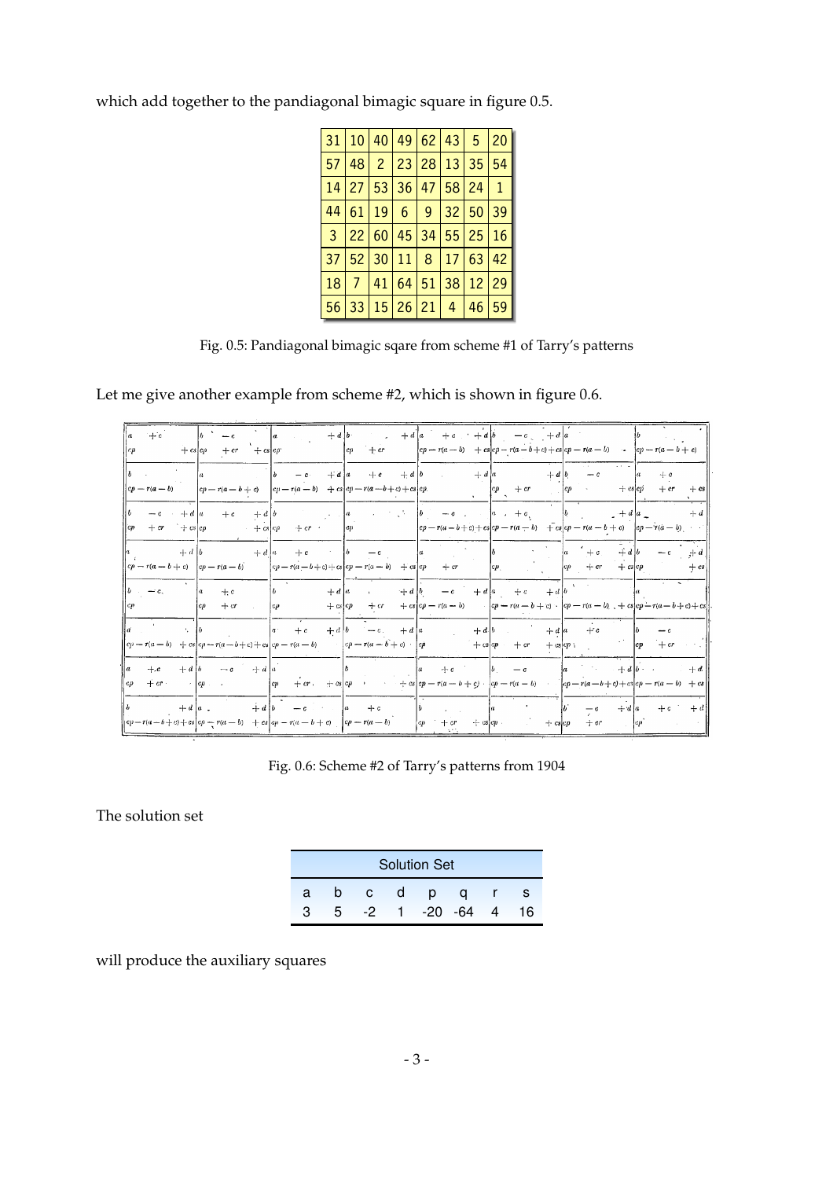which add together to the pandiagonal bimagic square in figure 0.5.

| | | | | | | | |
|---|---|---|---|---|---|---|---|
| 31 | 10 | 40 | 49 | 62 | 43 | 5 | 20 |
| 57 | 48 | 2 | 23 | 28 | 13 | 35 | 54 |
| 14 | 27 | 53 | 36 | 47 | 58 | 24 | 1 |
| 44 | 61 | 19 | 6 | 9 | 32 | 50 | 39 |
| 3 | 22 | 60 | 45 | 34 | 55 | 25 | 16 |
| 37 | 52 | 30 | 11 | 8 | 17 | 63 | 42 |
| 18 | 7 | 41 | 64 | 51 | 38 | 12 | 29 |
| 56 | 33 | 15 | 26 | 21 | 4 | 46 | 59 |

Fig. 0.5: Pandiagonal bimagic sqare from scheme #1 of Tarry's patterns

Let me give another example from scheme #2, which is shown in figure 0.6.

| | | | | | | | |
|---|---|---|---|---|---|---|---|
| $a+c$<br>$cp+cs$ | $b-c$<br>$cp+cr+cs$ | $a+d$<br>$cp$ | $b+d$<br>$cp+cr$ | $a+c+d$<br>$cp-r(a-b)+cs$ | $b-c+d$<br>$cp-r(a-b+c)+cs$ | $a$<br>$cp-r(a-b)$ | $b$<br>$cp-r(a-b+c)$ |
| $b$<br>$cp-r(a-b)$ | $a$<br>$cp-r(a-b+c)$ | $b-c+d$<br>$cp-r(a-b)+cs$ | $a+c+d$<br>$cp-r(a-b+c)+cs$ | $b+d$<br>$cp$ | $a+d$<br>$cp+cr$ | $b-c$<br>$cp+cs$ | $a+c$<br>$cp+cr+cs$ |
| $b-c+d$<br>$cp+cr+cs$ | $a+c+d$<br>$cp+cs$ | $b$<br>$cp+cr$ | $a$<br>$cp$ | $b-c$<br>$cp-r(a-b+c)+cs$ | $a+c$<br>$cp-r(a-b)+cs$ | $b+d$<br>$cp-r(a-b+c)$ | $a+d$<br>$cp-r(a-b)$ |
| $a+d$<br>$cp-r(a-b+c)$ | $b+d$<br>$cp-r(a-b)$ | $a+c$<br>$cp-r(a-b+c)+cs$ | $b-c$<br>$cp-r(a-b)+cs$ | $a$<br>$cp+cr$ | $b$<br>$cp$ | $a+c+d$<br>$cp+cr+cs$ | $b-c+d$<br>$cp+cs$ |
| $b-c$<br>$cp$ | $a+c$<br>$cp+cr$ | $b+d$<br>$cp+cs$ | $a+d$<br>$cp+cr+cs$ | $b-c+d$<br>$cp-r(a-b)$ | $a+c+d$<br>$cp-r(a-b+c)$ | $b$<br>$cp-r(a-b)+cs$ | $a$<br>$cp-r(a-b+c)+cs$ |
| $a$<br>$cp-r(a-b)+cs$ | $b$<br>$cp-r(a-b+c)+cs$ | $a+c+d$<br>$cp-r(a-b)$ | $b-c+d$<br>$cp-r(a-b+c)$ | $a+d$<br>$cp+cs$ | $b+d$<br>$cp+cr+cs$ | $a+c$<br>$cp$ | $b-c$<br>$cp+cr$ |
| $a+c+d$<br>$cp+cr$ | $b-c+d$<br>$cp$ | $a$<br>$cp+cr+cs$ | $b$<br>$cp+cs$ | $a+c$<br>$cp-r(a-b+c)$ | $b-c$<br>$cp-r(a-b)$ | $a+d$<br>$cp-r(a-b+c)+cs$ | $b+d$<br>$cp-r(a-b)+cs$ |
| $b+d$<br>$cp-r(a-b+c)+cs$ | $a+d$<br>$cp-r(a-b)+cs$ | $b-c$<br>$cp-r(a-b+c)$ | $a+c$<br>$cp-r(a-b)$ | $b$<br>$cp+cr+cs$ | $a$<br>$cp+cs$ | $b-c+d$<br>$cp+cr$ | $a+c+d$<br>$cp$ |

Fig. 0.6: Scheme #2 of Tarry's patterns from 1904

The solution set

| Solution Set | | | | | | | |
|---|---|---|---|---|---|---|---|
| a | b | c | d | p | q | r | s |
| 3 | 5 | -2 | 1 | -20 | -64 | 4 | 16 |

will produce the auxiliary squares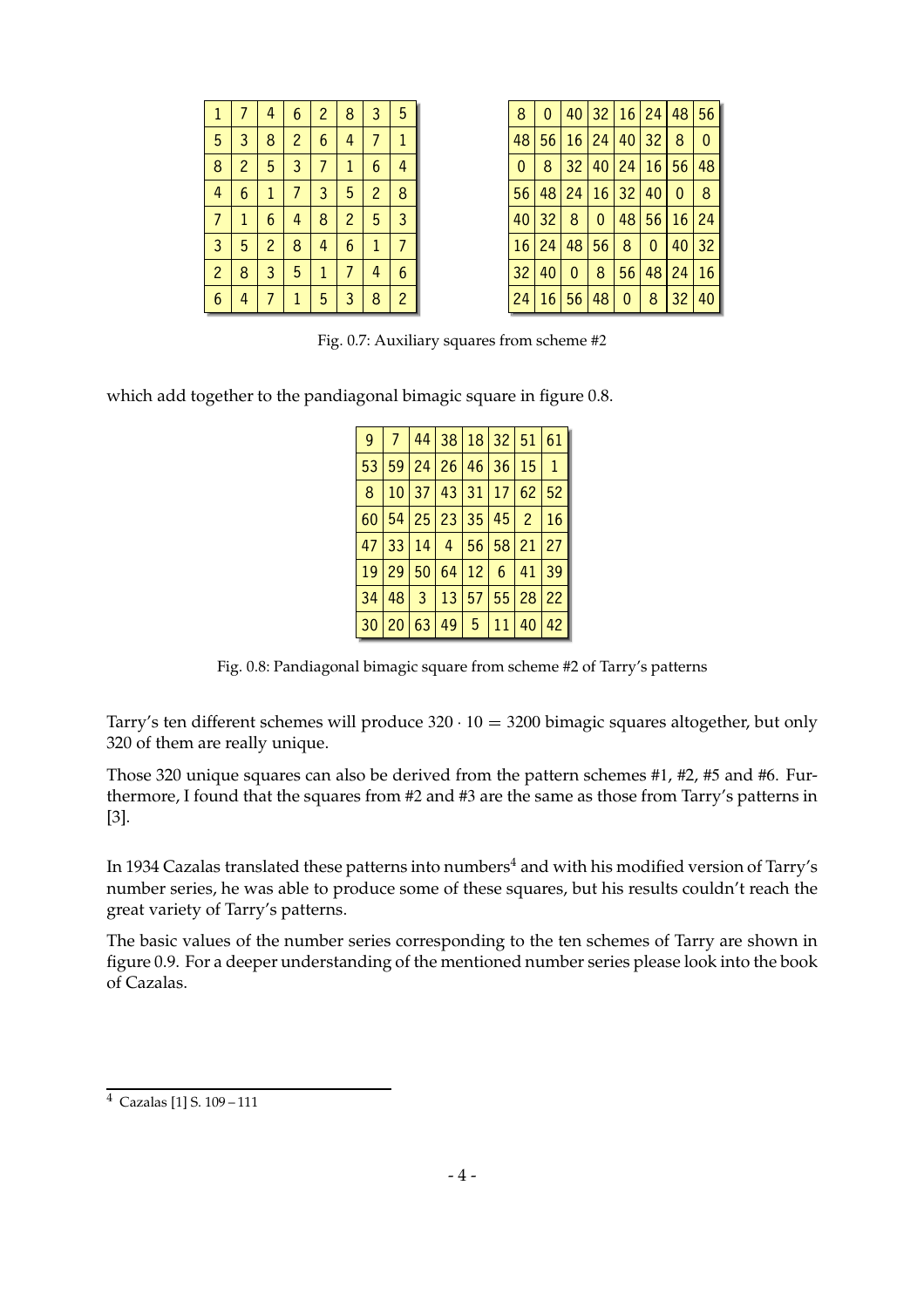| | | | | | | | |
|---|---|---|---|---|---|---|---|
| 1 | 7 | 4 | 6 | 2 | 8 | 3 | 5 |
| 5 | 3 | 8 | 2 | 6 | 4 | 7 | 1 |
| 8 | 2 | 5 | 3 | 7 | 1 | 6 | 4 |
| 4 | 6 | 1 | 7 | 3 | 5 | 2 | 8 |
| 7 | 1 | 6 | 4 | 8 | 2 | 5 | 3 |
| 3 | 5 | 2 | 8 | 4 | 6 | 1 | 7 |
| 2 | 8 | 3 | 5 | 1 | 7 | 4 | 6 |
| 6 | 4 | 7 | 1 | 5 | 3 | 8 | 2 |

| | | | | | | | |
|---|---|---|---|---|---|---|---|
| 8 | 0 | 40 | 32 | 16 | 24 | 48 | 56 |
| 48 | 56 | 16 | 24 | 40 | 32 | 8 | 0 |
| 0 | 8 | 32 | 40 | 24 | 16 | 56 | 48 |
| 56 | 48 | 24 | 16 | 32 | 40 | 0 | 8 |
| 40 | 32 | 8 | 0 | 48 | 56 | 16 | 24 |
| 16 | 24 | 48 | 56 | 8 | 0 | 40 | 32 |
| 32 | 40 | 0 | 8 | 56 | 48 | 24 | 16 |
| 24 | 16 | 56 | 48 | 0 | 8 | 32 | 40 |

Fig. 0.7: Auxiliary squares from scheme #2

which add together to the pandiagonal bimagic square in figure 0.8.

| | | | | | | | |
|---|---|---|---|---|---|---|---|
| 9 | 7 | 44 | 38 | 18 | 32 | 51 | 61 |
| 53 | 59 | 24 | 26 | 46 | 36 | 15 | 1 |
| 8 | 10 | 37 | 43 | 31 | 17 | 62 | 52 |
| 60 | 54 | 25 | 23 | 35 | 45 | 2 | 16 |
| 47 | 33 | 14 | 4 | 56 | 58 | 21 | 27 |
| 19 | 29 | 50 | 64 | 12 | 6 | 41 | 39 |
| 34 | 48 | 3 | 13 | 57 | 55 | 28 | 22 |
| 30 | 20 | 63 | 49 | 5 | 11 | 40 | 42 |

Fig. 0.8: Pandiagonal bimagic square from scheme #2 of Tarry's patterns

Tarry's ten different schemes will produce $320 \cdot 10 = 3200$ bimagic squares altogether, but only 320 of them are really unique.

Those 320 unique squares can also be derived from the pattern schemes #1, #2, #5 and #6. Furthermore, I found that the squares from #2 and #3 are the same as those from Tarry's patterns in [3].

In 1934 Cazalas translated these patterns into numbers[4] and with his modified version of Tarry's number series, he was able to produce some of these squares, but his results couldn't reach the great variety of Tarry's patterns.

The basic values of the number series corresponding to the ten schemes of Tarry are shown in figure 0.9. For a deeper understanding of the mentioned number series please look into the book of Cazalas.

[4] Cazalas [1] S. 109 – 111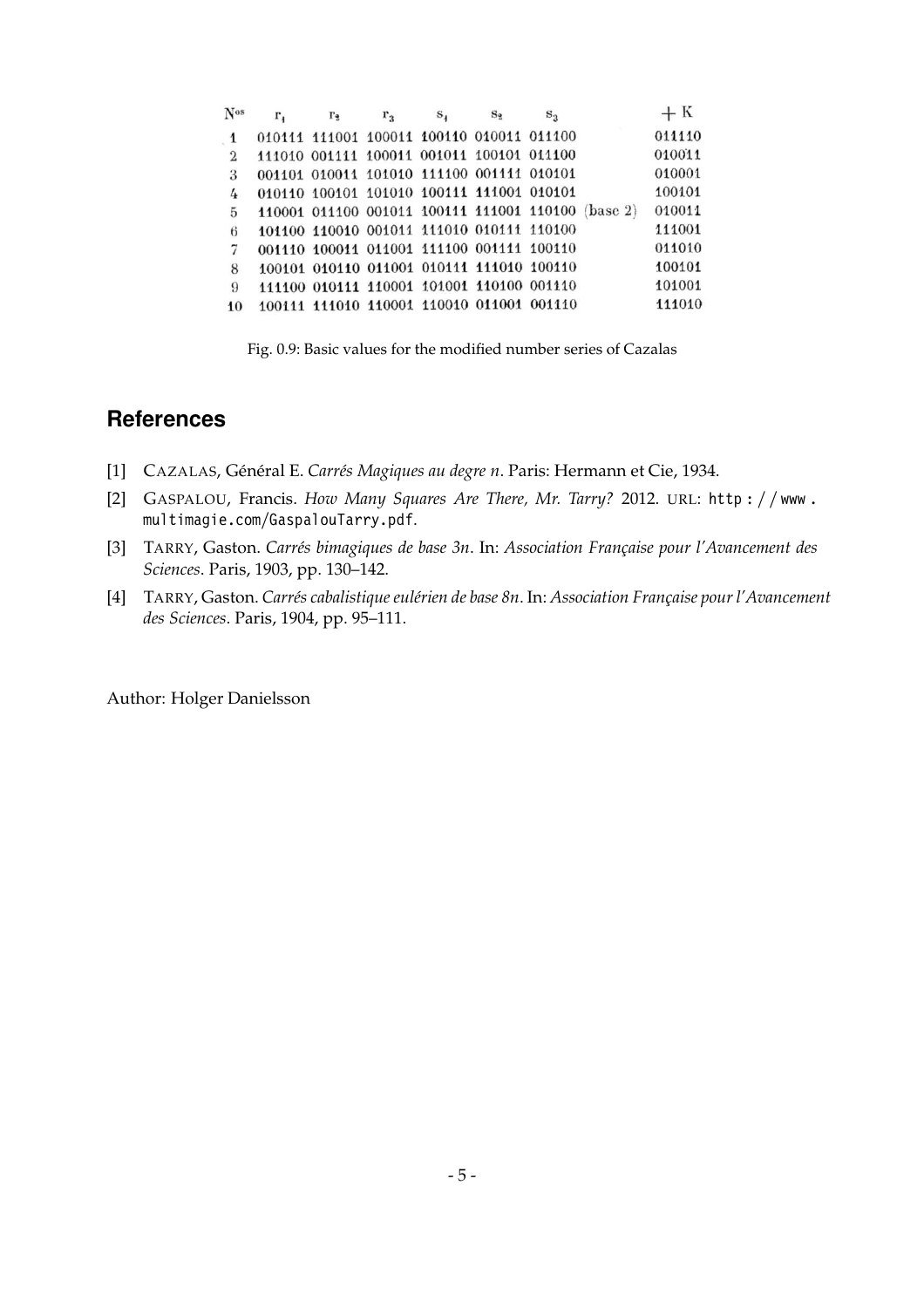| Nos | $r_1$ | $r_2$ | $r_3$ | $s_1$ | $s_2$ | $s_3$ | | + K |
|---|---|---|---|---|---|---|---|---|
| 1 | 010111 | 111001 | 100011 | 100110 | 010011 | 011100 | | 011110 |
| 2 | 111010 | 001111 | 100011 | 001011 | 100101 | 011100 | | 010011 |
| 3 | 001101 | 010011 | 101010 | 111100 | 001111 | 010101 | | 010001 |
| 4 | 010110 | 100101 | 101010 | 100111 | 111001 | 010101 | | 100101 |
| 5 | 110001 | 011100 | 001011 | 100111 | 111001 | 110100 | (base 2) | 010011 |
| 6 | 101100 | 110010 | 001011 | 111010 | 010111 | 110100 | | 111001 |
| 7 | 001110 | 100011 | 011001 | 111100 | 001111 | 100110 | | 011010 |
| 8 | 100101 | 010110 | 011001 | 010111 | 111010 | 100110 | | 100101 |
| 9 | 111100 | 010111 | 110001 | 101001 | 110100 | 001110 | | 101001 |
| 10 | 100111 | 111010 | 110001 | 110010 | 011001 | 001110 | | 111010 |

Fig. 0.9: Basic values for the modified number series of Cazalas

## References

[1] CAZALAS, Général E. *Carrés Magiques au degre n*. Paris: Hermann et Cie, 1934.

[2] GASPALOU, Francis. *How Many Squares Are There, Mr. Tarry?* 2012. URL: http://www.multimagie.com/GaspalouTarry.pdf.

[3] TARRY, Gaston. *Carrés bimagiques de base 3n*. In: *Association Française pour l'Avancement des Sciences*. Paris, 1903, pp. 130–142.

[4] TARRY, Gaston. *Carrés cabalistique eulérien de base 8n*. In: *Association Française pour l'Avancement des Sciences*. Paris, 1904, pp. 95–111.

Author: Holger Danielsson